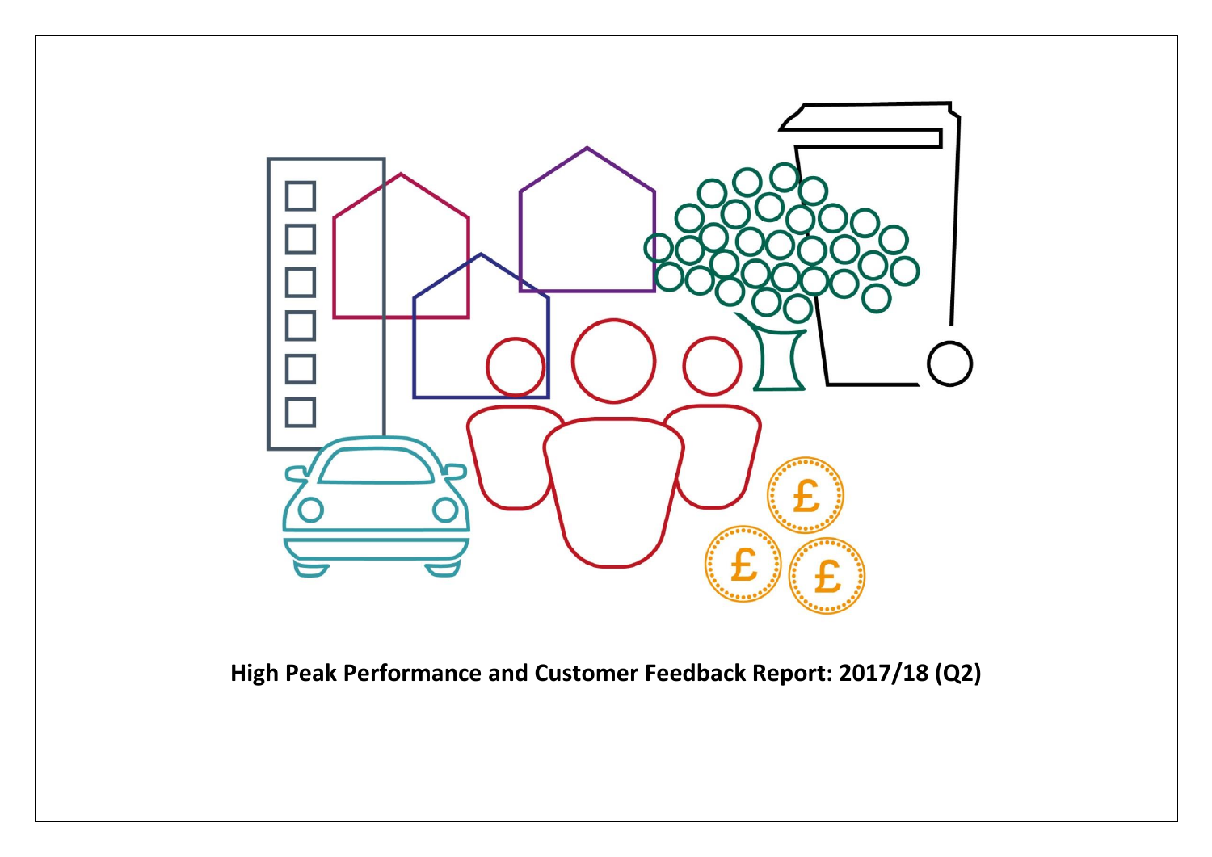# High Peak Performance and Customer Feedback Report: 2017/18 (Q2)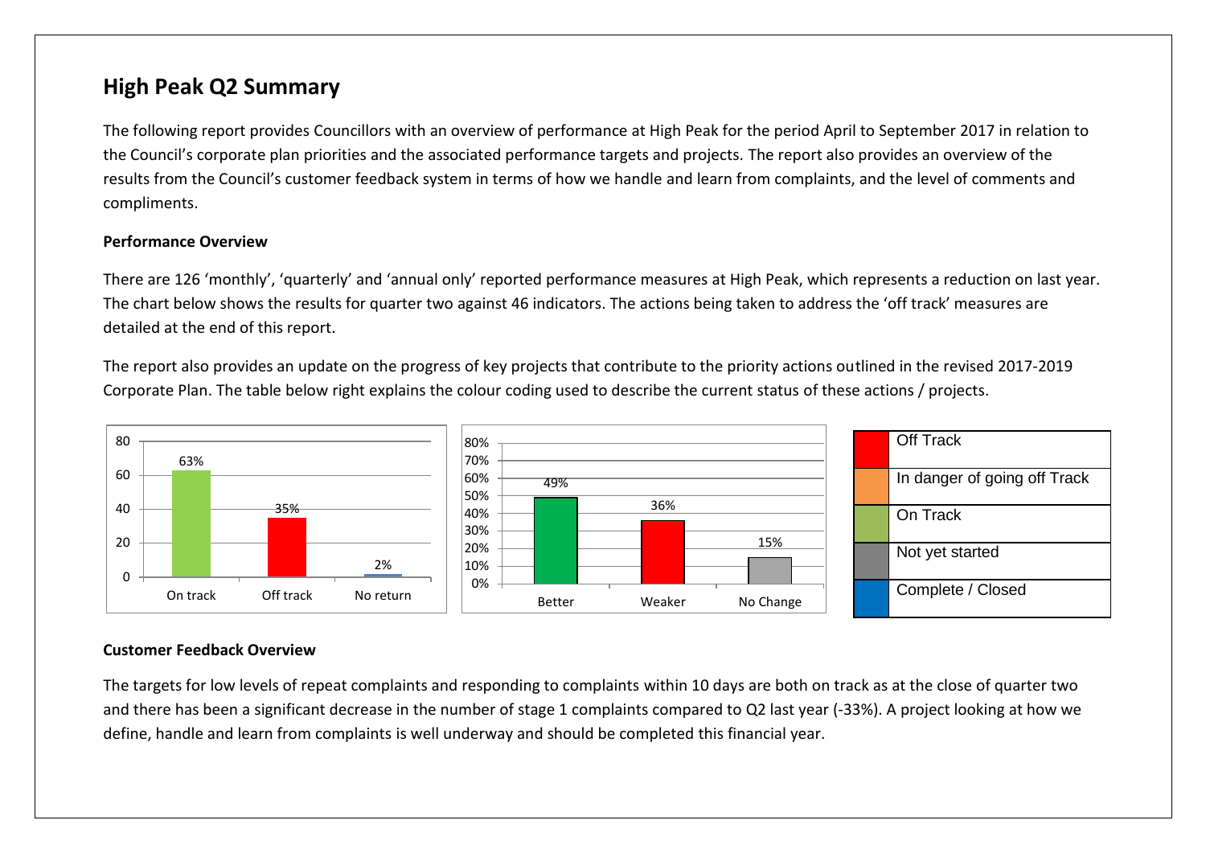## High Peak Q2 Summary

The following report provides Councillors with an overview of performance at High Peak for the period April to September 2017 in relation to the Council's corporate plan priorities and the associated performance targets and projects. The report also provides an overview of the results from the Council's customer feedback system in terms of how we handle and learn from complaints, and the level of comments and compliments.

### Performance Overview

There are 126 'monthly', 'quarterly' and 'annual only' reported performance measures at High Peak, which represents a reduction on last year. The chart below shows the results for quarter two against 46 indicators. The actions being taken to address the 'off track' measures are detailed at the end of this report.

The report also provides an update on the progress of key projects that contribute to the priority actions outlined in the revised 2017-2019 Corporate Plan. The table below right explains the colour coding used to describe the current status of these actions / projects.

| Status | Value |
|---|---|
| On track | 63% |
| Off track | 35% |
| No return | 2% |

| Direction | Value |
|---|---|
| Better | 49% |
| Weaker | 36% |
| No Change | 15% |

| Colour | Status |
|---|---|
| Red | Off Track |
| Orange | In danger of going off Track |
| Green | On Track |
| Grey | Not yet started |
| Blue | Complete / Closed |

### Customer Feedback Overview

The targets for low levels of repeat complaints and responding to complaints within 10 days are both on track as at the close of quarter two and there has been a significant decrease in the number of stage 1 complaints compared to Q2 last year (-33%). A project looking at how we define, handle and learn from complaints is well underway and should be completed this financial year.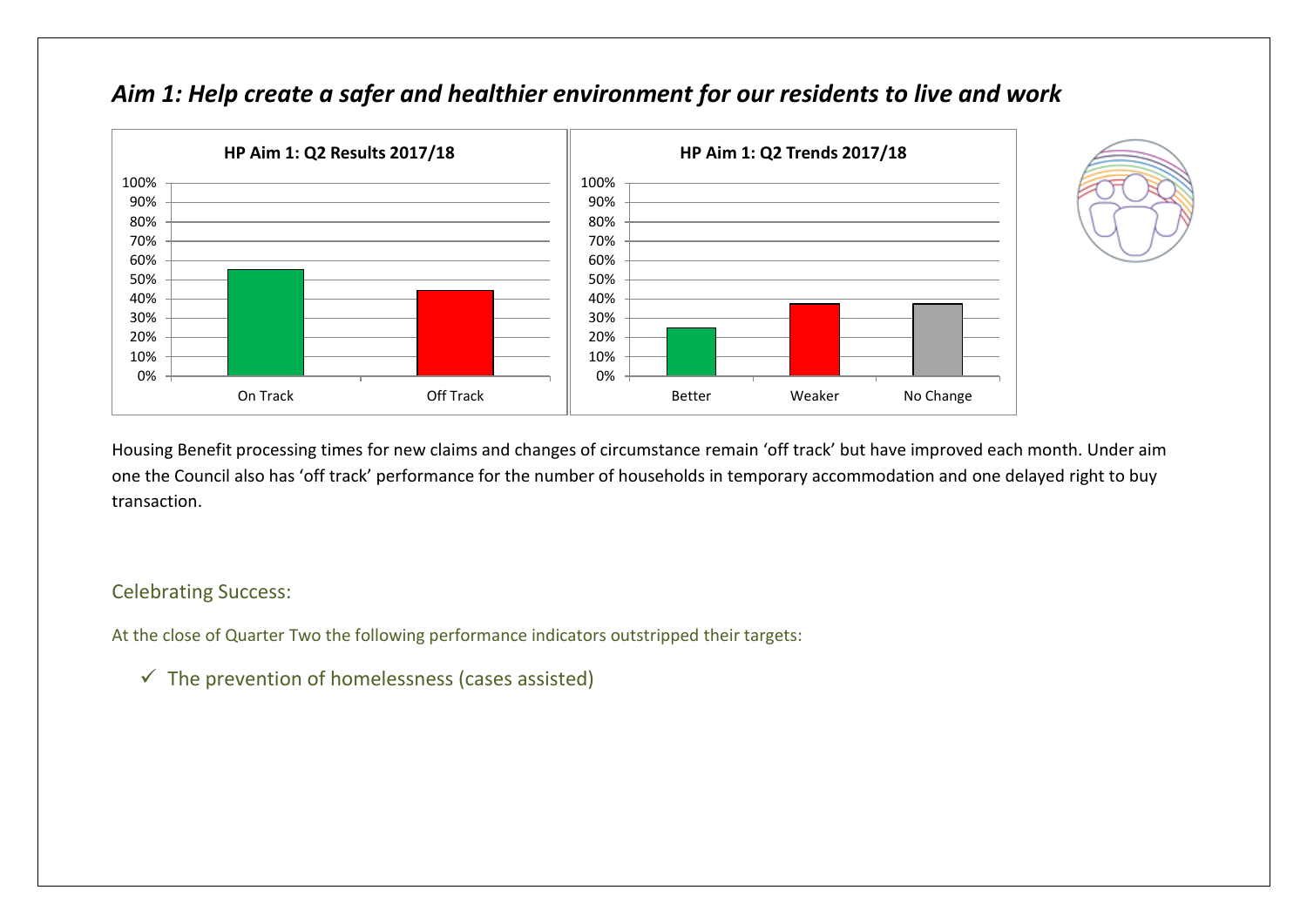## *Aim 1: Help create a safer and healthier environment for our residents to live and work*

**HP Aim 1: Q2 Results 2017/18**

| Category | Value |
|---|---|
| On Track | 55% |
| Off Track | 44% |

**HP Aim 1: Q2 Trends 2017/18**

| Category | Value |
|---|---|
| Better | 25% |
| Weaker | 37% |
| No Change | 37% |

Housing Benefit processing times for new claims and changes of circumstance remain 'off track' but have improved each month. Under aim one the Council also has 'off track' performance for the number of households in temporary accommodation and one delayed right to buy transaction.

### Celebrating Success:

At the close of Quarter Two the following performance indicators outstripped their targets:

- ✓ The prevention of homelessness (cases assisted)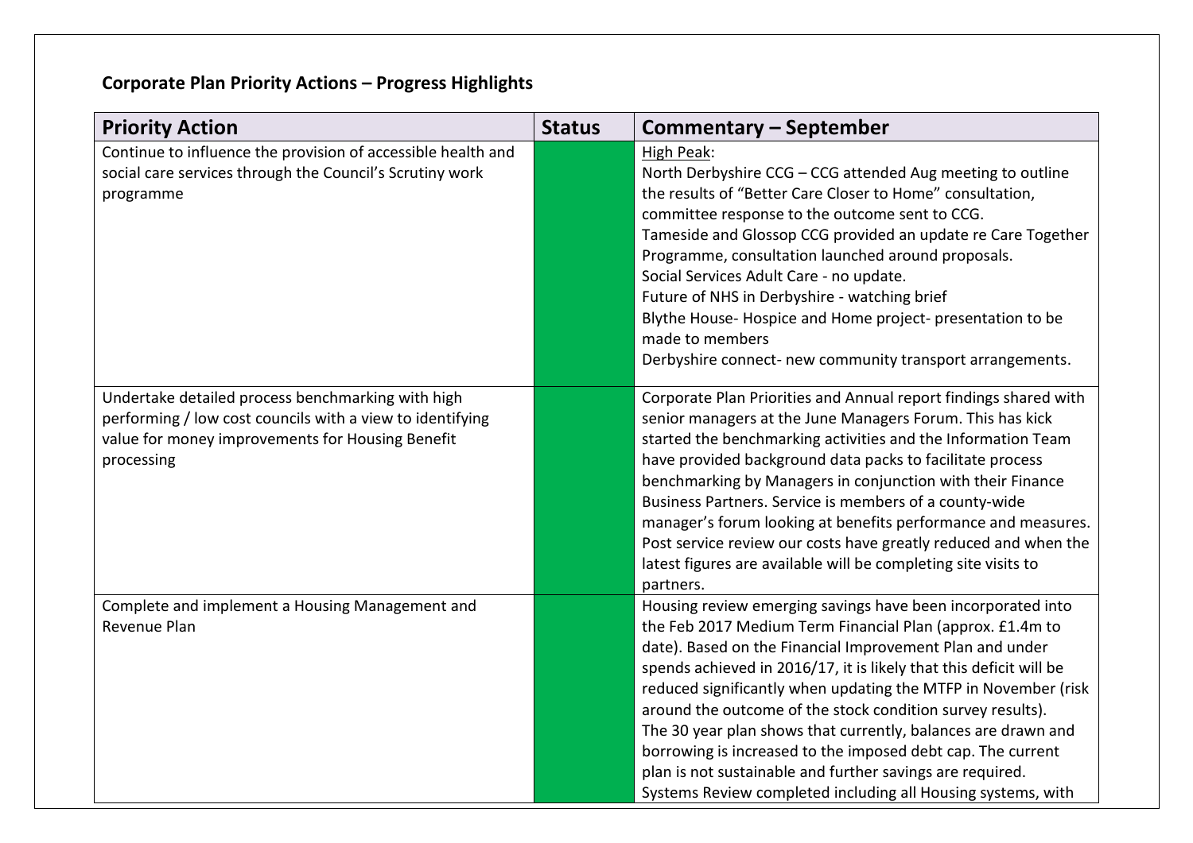**Corporate Plan Priority Actions – Progress Highlights**

| Priority Action | Status | Commentary – September |
|---|---|---|
| Continue to influence the provision of accessible health and social care services through the Council's Scrutiny work programme | | High Peak:<br>North Derbyshire CCG – CCG attended Aug meeting to outline the results of "Better Care Closer to Home" consultation, committee response to the outcome sent to CCG.<br>Tameside and Glossop CCG provided an update re Care Together Programme, consultation launched around proposals.<br>Social Services Adult Care - no update.<br>Future of NHS in Derbyshire - watching brief<br>Blythe House- Hospice and Home project- presentation to be made to members<br>Derbyshire connect- new community transport arrangements. |
| Undertake detailed process benchmarking with high performing / low cost councils with a view to identifying value for money improvements for Housing Benefit processing | | Corporate Plan Priorities and Annual report findings shared with senior managers at the June Managers Forum. This has kick started the benchmarking activities and the Information Team have provided background data packs to facilitate process benchmarking by Managers in conjunction with their Finance Business Partners. Service is members of a county-wide manager's forum looking at benefits performance and measures. Post service review our costs have greatly reduced and when the latest figures are available will be completing site visits to partners. |
| Complete and implement a Housing Management and Revenue Plan | | Housing review emerging savings have been incorporated into the Feb 2017 Medium Term Financial Plan (approx. £1.4m to date). Based on the Financial Improvement Plan and under spends achieved in 2016/17, it is likely that this deficit will be reduced significantly when updating the MTFP in November (risk around the outcome of the stock condition survey results).<br>The 30 year plan shows that currently, balances are drawn and borrowing is increased to the imposed debt cap. The current plan is not sustainable and further savings are required.<br>Systems Review completed including all Housing systems, with |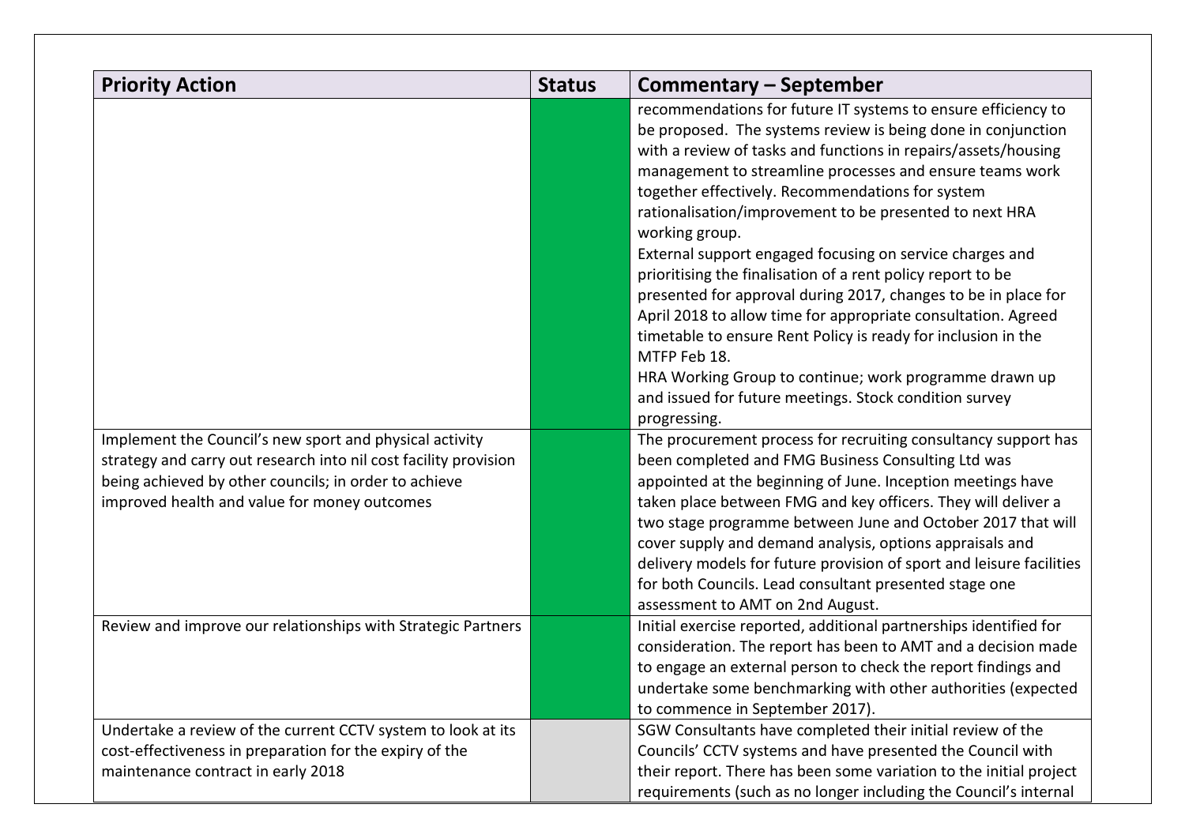| Priority Action | Status | Commentary – September |
| --- | --- | --- |
| | | recommendations for future IT systems to ensure efficiency to be proposed. The systems review is being done in conjunction with a review of tasks and functions in repairs/assets/housing management to streamline processes and ensure teams work together effectively. Recommendations for system rationalisation/improvement to be presented to next HRA working group.<br>External support engaged focusing on service charges and prioritising the finalisation of a rent policy report to be presented for approval during 2017, changes to be in place for April 2018 to allow time for appropriate consultation. Agreed timetable to ensure Rent Policy is ready for inclusion in the MTFP Feb 18.<br>HRA Working Group to continue; work programme drawn up and issued for future meetings. Stock condition survey progressing. |
| Implement the Council's new sport and physical activity strategy and carry out research into nil cost facility provision being achieved by other councils; in order to achieve improved health and value for money outcomes | | The procurement process for recruiting consultancy support has been completed and FMG Business Consulting Ltd was appointed at the beginning of June. Inception meetings have taken place between FMG and key officers. They will deliver a two stage programme between June and October 2017 that will cover supply and demand analysis, options appraisals and delivery models for future provision of sport and leisure facilities for both Councils. Lead consultant presented stage one assessment to AMT on 2nd August. |
| Review and improve our relationships with Strategic Partners | | Initial exercise reported, additional partnerships identified for consideration. The report has been to AMT and a decision made to engage an external person to check the report findings and undertake some benchmarking with other authorities (expected to commence in September 2017). |
| Undertake a review of the current CCTV system to look at its cost-effectiveness in preparation for the expiry of the maintenance contract in early 2018 | | SGW Consultants have completed their initial review of the Councils' CCTV systems and have presented the Council with their report. There has been some variation to the initial project requirements (such as no longer including the Council's internal |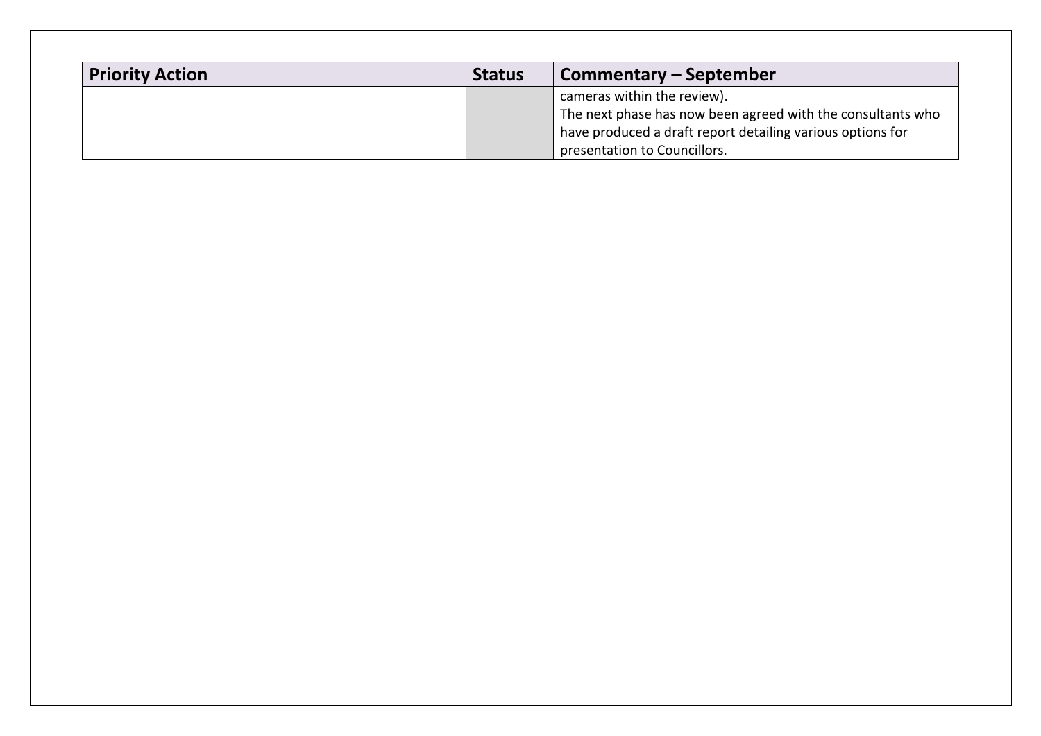| Priority Action | Status | Commentary – September |
| --- | --- | --- |
| | | cameras within the review).<br>The next phase has now been agreed with the consultants who have produced a draft report detailing various options for presentation to Councillors. |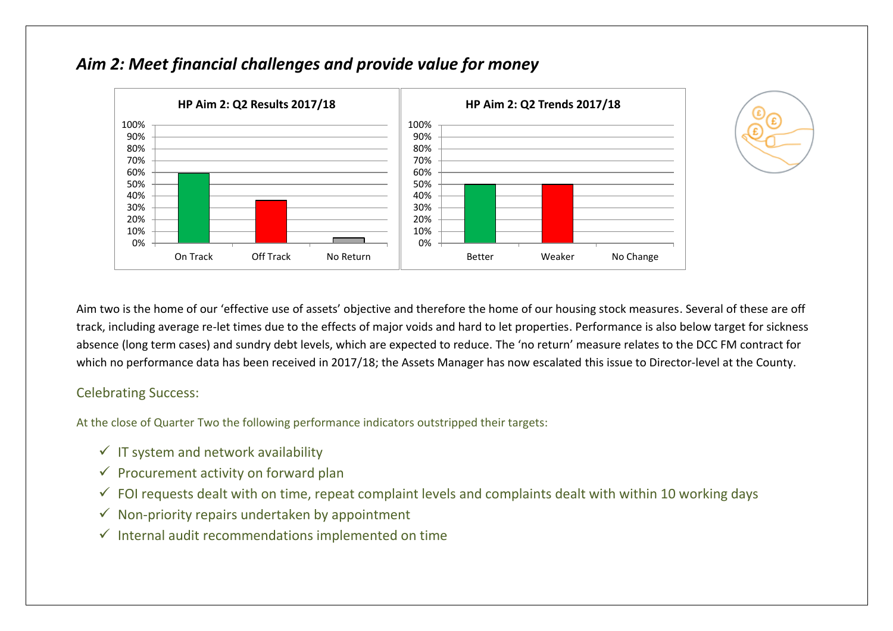## *Aim 2: Meet financial challenges and provide value for money*

Aim two is the home of our 'effective use of assets' objective and therefore the home of our housing stock measures. Several of these are off track, including average re-let times due to the effects of major voids and hard to let properties. Performance is also below target for sickness absence (long term cases) and sundry debt levels, which are expected to reduce. The 'no return' measure relates to the DCC FM contract for which no performance data has been received in 2017/18; the Assets Manager has now escalated this issue to Director-level at the County.

### Celebrating Success:

At the close of Quarter Two the following performance indicators outstripped their targets:

- ✓ IT system and network availability
- ✓ Procurement activity on forward plan
- ✓ FOI requests dealt with on time, repeat complaint levels and complaints dealt with within 10 working days
- ✓ Non-priority repairs undertaken by appointment
- ✓ Internal audit recommendations implemented on time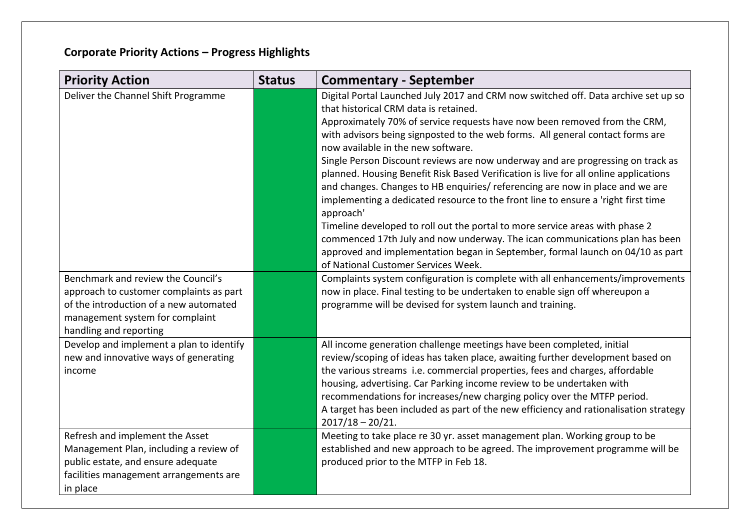**Corporate Priority Actions – Progress Highlights**

| Priority Action | Status | Commentary - September |
|---|---|---|
| Deliver the Channel Shift Programme | | Digital Portal Launched July 2017 and CRM now switched off. Data archive set up so that historical CRM data is retained.<br>Approximately 70% of service requests have now been removed from the CRM, with advisors being signposted to the web forms. All general contact forms are now available in the new software.<br>Single Person Discount reviews are now underway and are progressing on track as planned. Housing Benefit Risk Based Verification is live for all online applications and changes. Changes to HB enquiries/ referencing are now in place and we are implementing a dedicated resource to the front line to ensure a 'right first time approach'<br>Timeline developed to roll out the portal to more service areas with phase 2 commenced 17th July and now underway. The ican communications plan has been approved and implementation began in September, formal launch on 04/10 as part of National Customer Services Week. |
| Benchmark and review the Council's approach to customer complaints as part of the introduction of a new automated management system for complaint handling and reporting | | Complaints system configuration is complete with all enhancements/improvements now in place. Final testing to be undertaken to enable sign off whereupon a programme will be devised for system launch and training. |
| Develop and implement a plan to identify new and innovative ways of generating income | | All income generation challenge meetings have been completed, initial review/scoping of ideas has taken place, awaiting further development based on the various streams i.e. commercial properties, fees and charges, affordable housing, advertising. Car Parking income review to be undertaken with recommendations for increases/new charging policy over the MTFP period.<br>A target has been included as part of the new efficiency and rationalisation strategy 2017/18 – 20/21. |
| Refresh and implement the Asset Management Plan, including a review of public estate, and ensure adequate facilities management arrangements are in place | | Meeting to take place re 30 yr. asset management plan. Working group to be established and new approach to be agreed. The improvement programme will be produced prior to the MTFP in Feb 18. |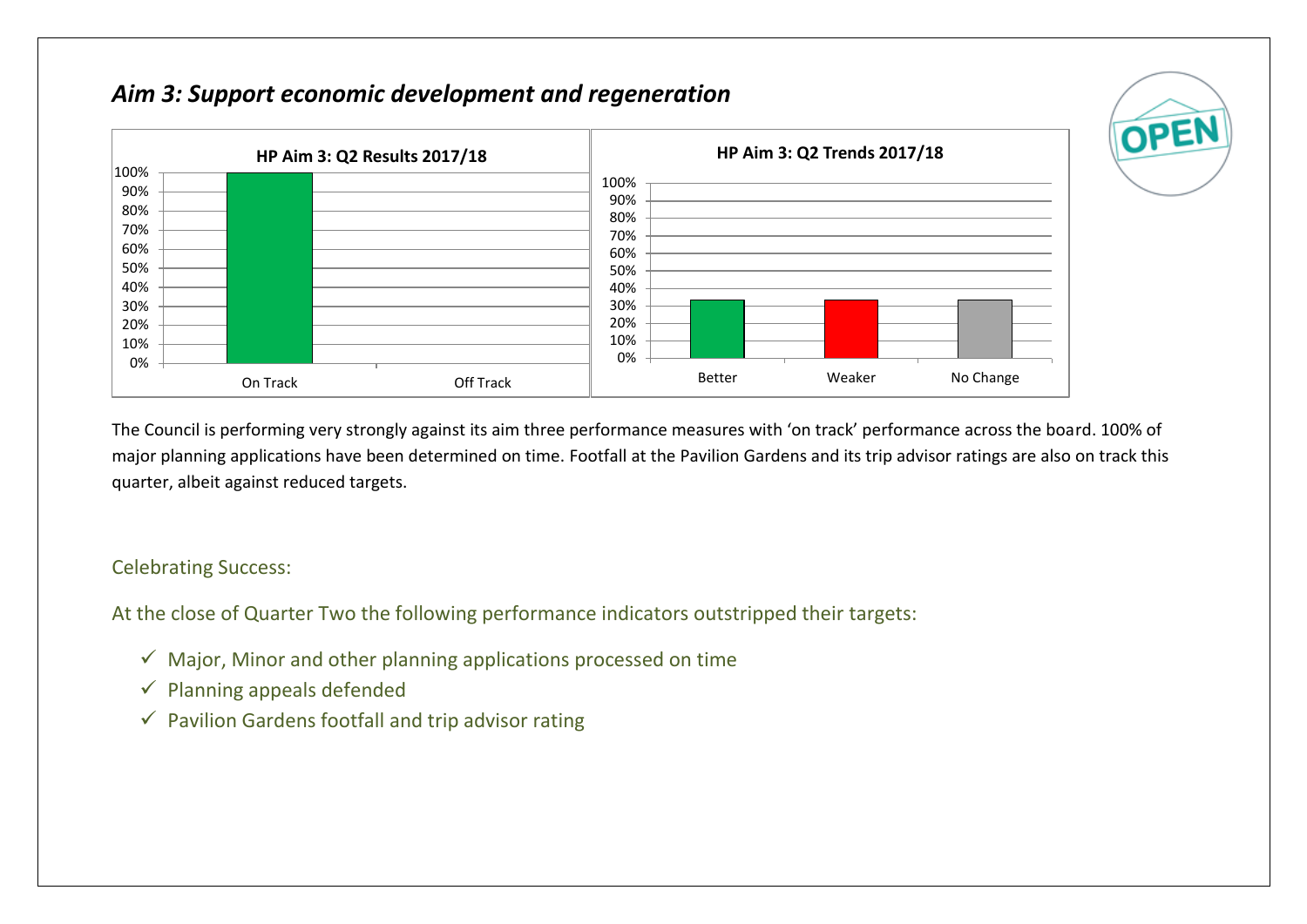## *Aim 3: Support economic development and regeneration*

The Council is performing very strongly against its aim three performance measures with 'on track' performance across the board. 100% of major planning applications have been determined on time. Footfall at the Pavilion Gardens and its trip advisor ratings are also on track this quarter, albeit against reduced targets.

Celebrating Success:

At the close of Quarter Two the following performance indicators outstripped their targets:

- ✓ Major, Minor and other planning applications processed on time
- ✓ Planning appeals defended
- ✓ Pavilion Gardens footfall and trip advisor rating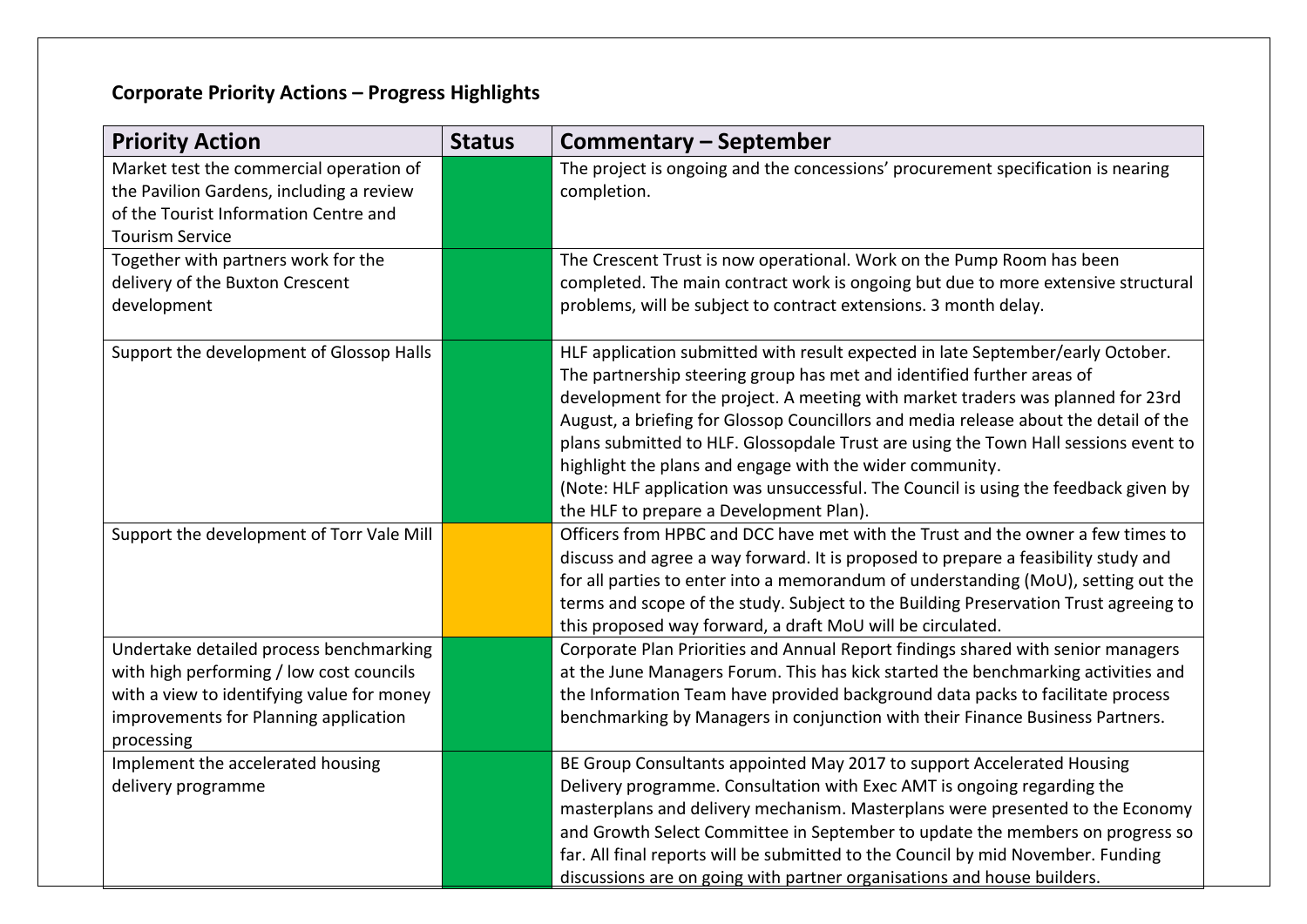**Corporate Priority Actions – Progress Highlights**

| Priority Action | Status | Commentary – September |
|---|---|---|
| Market test the commercial operation of the Pavilion Gardens, including a review of the Tourist Information Centre and Tourism Service | | The project is ongoing and the concessions' procurement specification is nearing completion. |
| Together with partners work for the delivery of the Buxton Crescent development | | The Crescent Trust is now operational. Work on the Pump Room has been completed. The main contract work is ongoing but due to more extensive structural problems, will be subject to contract extensions. 3 month delay. |
| Support the development of Glossop Halls | | HLF application submitted with result expected in late September/early October. The partnership steering group has met and identified further areas of development for the project. A meeting with market traders was planned for 23rd August, a briefing for Glossop Councillors and media release about the detail of the plans submitted to HLF. Glossopdale Trust are using the Town Hall sessions event to highlight the plans and engage with the wider community.<br>(Note: HLF application was unsuccessful. The Council is using the feedback given by the HLF to prepare a Development Plan). |
| Support the development of Torr Vale Mill | | Officers from HPBC and DCC have met with the Trust and the owner a few times to discuss and agree a way forward. It is proposed to prepare a feasibility study and for all parties to enter into a memorandum of understanding (MoU), setting out the terms and scope of the study. Subject to the Building Preservation Trust agreeing to this proposed way forward, a draft MoU will be circulated. |
| Undertake detailed process benchmarking with high performing / low cost councils with a view to identifying value for money improvements for Planning application processing | | Corporate Plan Priorities and Annual Report findings shared with senior managers at the June Managers Forum. This has kick started the benchmarking activities and the Information Team have provided background data packs to facilitate process benchmarking by Managers in conjunction with their Finance Business Partners. |
| Implement the accelerated housing delivery programme | | BE Group Consultants appointed May 2017 to support Accelerated Housing Delivery programme. Consultation with Exec AMT is ongoing regarding the masterplans and delivery mechanism. Masterplans were presented to the Economy and Growth Select Committee in September to update the members on progress so far. All final reports will be submitted to the Council by mid November. Funding discussions are on going with partner organisations and house builders. |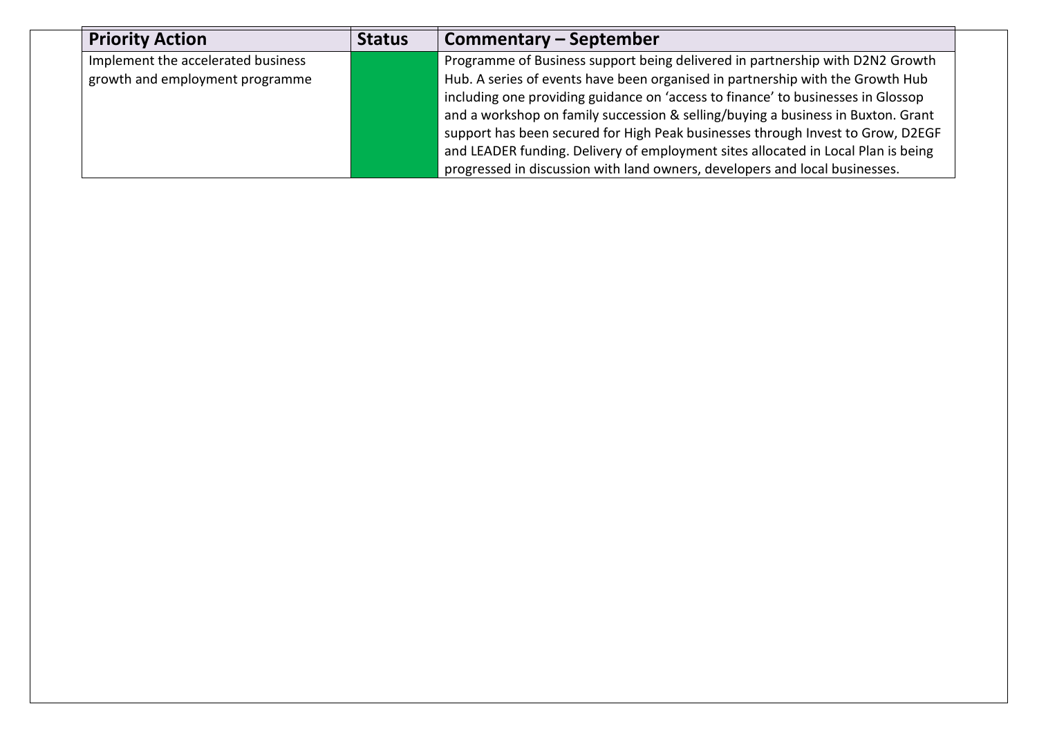| Priority Action | Status | Commentary – September |
| --- | --- | --- |
| Implement the accelerated business growth and employment programme | | Programme of Business support being delivered in partnership with D2N2 Growth Hub. A series of events have been organised in partnership with the Growth Hub including one providing guidance on 'access to finance' to businesses in Glossop and a workshop on family succession & selling/buying a business in Buxton. Grant support has been secured for High Peak businesses through Invest to Grow, D2EGF and LEADER funding. Delivery of employment sites allocated in Local Plan is being progressed in discussion with land owners, developers and local businesses. |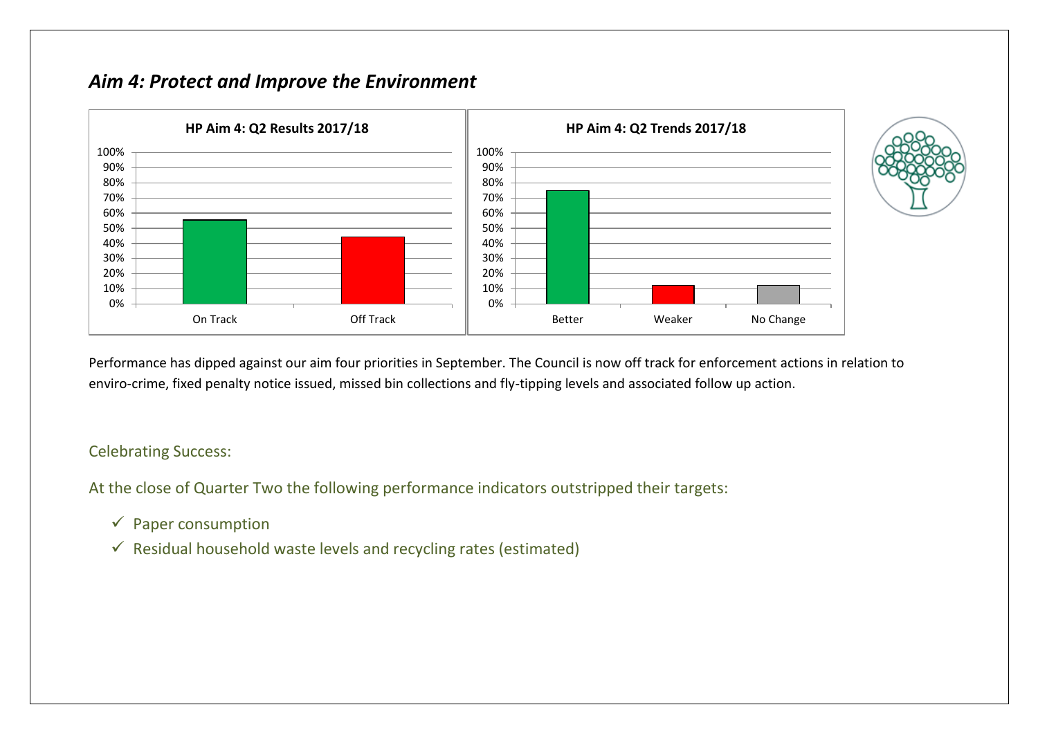## *Aim 4: Protect and Improve the Environment*

Performance has dipped against our aim four priorities in September. The Council is now off track for enforcement actions in relation to enviro-crime, fixed penalty notice issued, missed bin collections and fly-tipping levels and associated follow up action.

Celebrating Success:

At the close of Quarter Two the following performance indicators outstripped their targets:

- ✓ Paper consumption
- ✓ Residual household waste levels and recycling rates (estimated)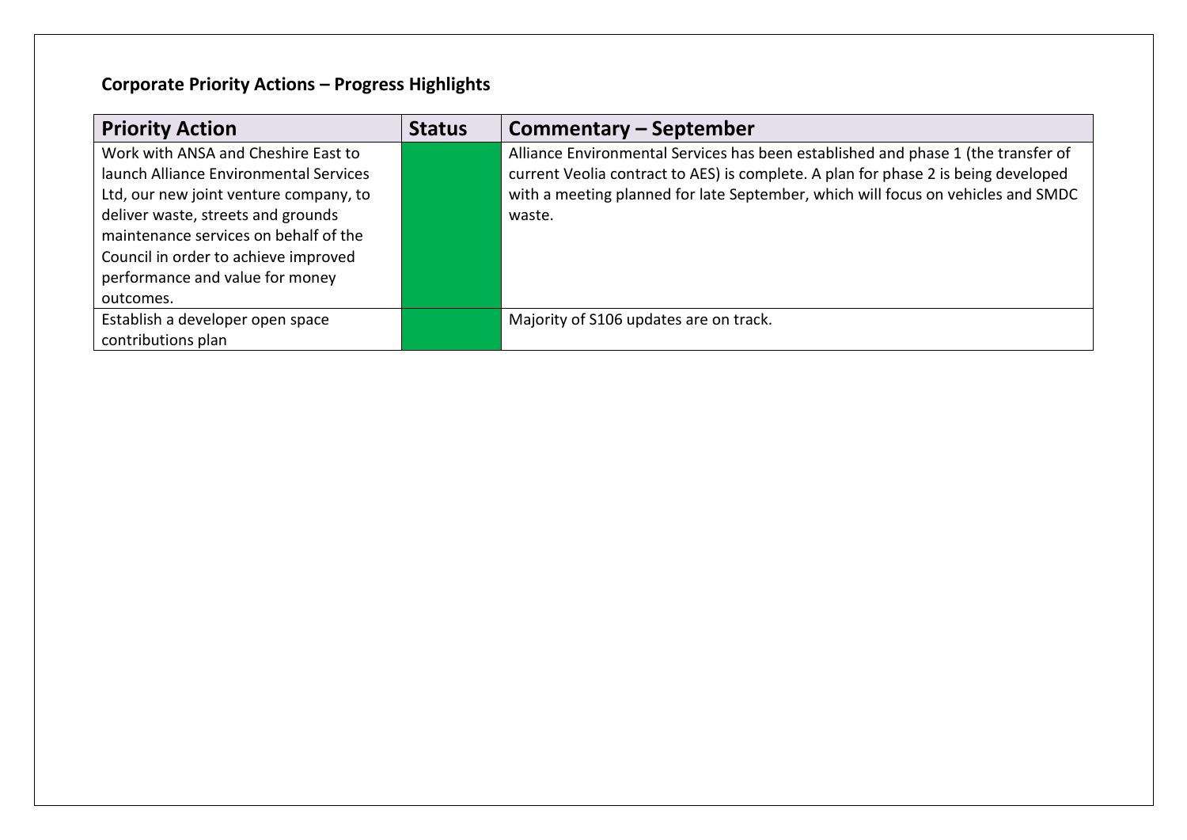**Corporate Priority Actions – Progress Highlights**

| Priority Action | Status | Commentary – September |
|---|---|---|
| Work with ANSA and Cheshire East to launch Alliance Environmental Services Ltd, our new joint venture company, to deliver waste, streets and grounds maintenance services on behalf of the Council in order to achieve improved performance and value for money outcomes. | | Alliance Environmental Services has been established and phase 1 (the transfer of current Veolia contract to AES) is complete. A plan for phase 2 is being developed with a meeting planned for late September, which will focus on vehicles and SMDC waste. |
| Establish a developer open space contributions plan | | Majority of S106 updates are on track. |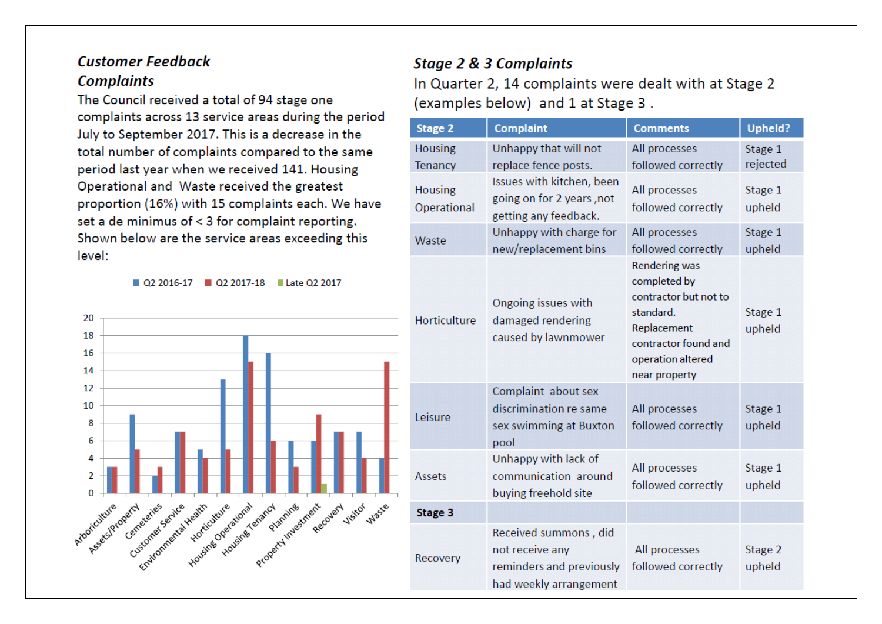## *Customer Feedback Complaints*

The Council received a total of 94 stage one complaints across 13 service areas during the period July to September 2017. This is a decrease in the total number of complaints compared to the same period last year when we received 141. Housing Operational and Waste received the greatest proportion (16%) with 15 complaints each. We have set a de minimus of < 3 for complaint reporting. Shown below are the service areas exceeding this level:

| Service area | Q2 2016-17 | Q2 2017-18 | Late Q2 2017 |
|---|---|---|---|
| Arboriculture | 3 | 3 | |
| Assets/Property | 9 | 5 | |
| Cemeteries | 2 | 3 | |
| Customer Service | 7 | 7 | |
| Environmental Health | 5 | 4 | |
| Horticulture | 13 | 5 | |
| Housing Operational | 18 | 15 | |
| Housing Tenancy | 16 | 6 | |
| Planning | 6 | 3 | |
| Property Investment | 6 | 9 | 1 |
| Recovery | 7 | 7 | |
| Visitor | 7 | 4 | |
| Waste | 4 | 15 | |

## *Stage 2 & 3 Complaints*

In Quarter 2, 14 complaints were dealt with at Stage 2 (examples below) and 1 at Stage 3 .

| Stage 2 | Complaint | Comments | Upheld? |
|---|---|---|---|
| Housing Tenancy | Unhappy that will not replace fence posts. | All processes followed correctly | Stage 1 rejected |
| Housing Operational | Issues with kitchen, been going on for 2 years ,not getting any feedback. | All processes followed correctly | Stage 1 upheld |
| Waste | Unhappy with charge for new/replacement bins | All processes followed correctly | Stage 1 upheld |
| Horticulture | Ongoing issues with damaged rendering caused by lawnmower | Rendering was completed by contractor but not to standard. Replacement contractor found and operation altered near property | Stage 1 upheld |
| Leisure | Complaint about sex discrimination re same sex swimming at Buxton pool | All processes followed correctly | Stage 1 upheld |
| Assets | Unhappy with lack of communication around buying freehold site | All processes followed correctly | Stage 1 upheld |
| **Stage 3** | | | |
| Recovery | Received summons , did not receive any reminders and previously had weekly arrangement | All processes followed correctly | Stage 2 upheld |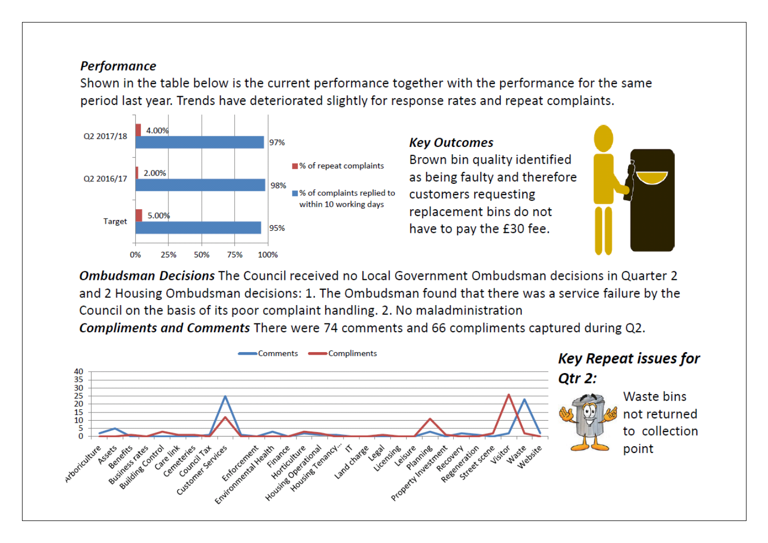***Performance***

Shown in the table below is the current performance together with the performance for the same period last year. Trends have deteriorated slightly for response rates and repeat complaints.

| | % of repeat complaints | % of complaints replied to within 10 working days |
|---|---|---|
| Q2 2017/18 | 4.00% | 97% |
| Q2 2016/17 | 2.00% | 98% |
| Target | 5.00% | 95% |

***Key Outcomes***

Brown bin quality identified as being faulty and therefore customers requesting replacement bins do not have to pay the £30 fee.

***Ombudsman Decisions*** The Council received no Local Government Ombudsman decisions in Quarter 2 and 2 Housing Ombudsman decisions: 1. The Ombudsman found that there was a service failure by the Council on the basis of its poor complaint handling. 2. No maladministration

***Compliments and Comments*** There were 74 comments and 66 compliments captured during Q2.

***Key Repeat issues for Qtr 2:***

Waste bins not returned to collection point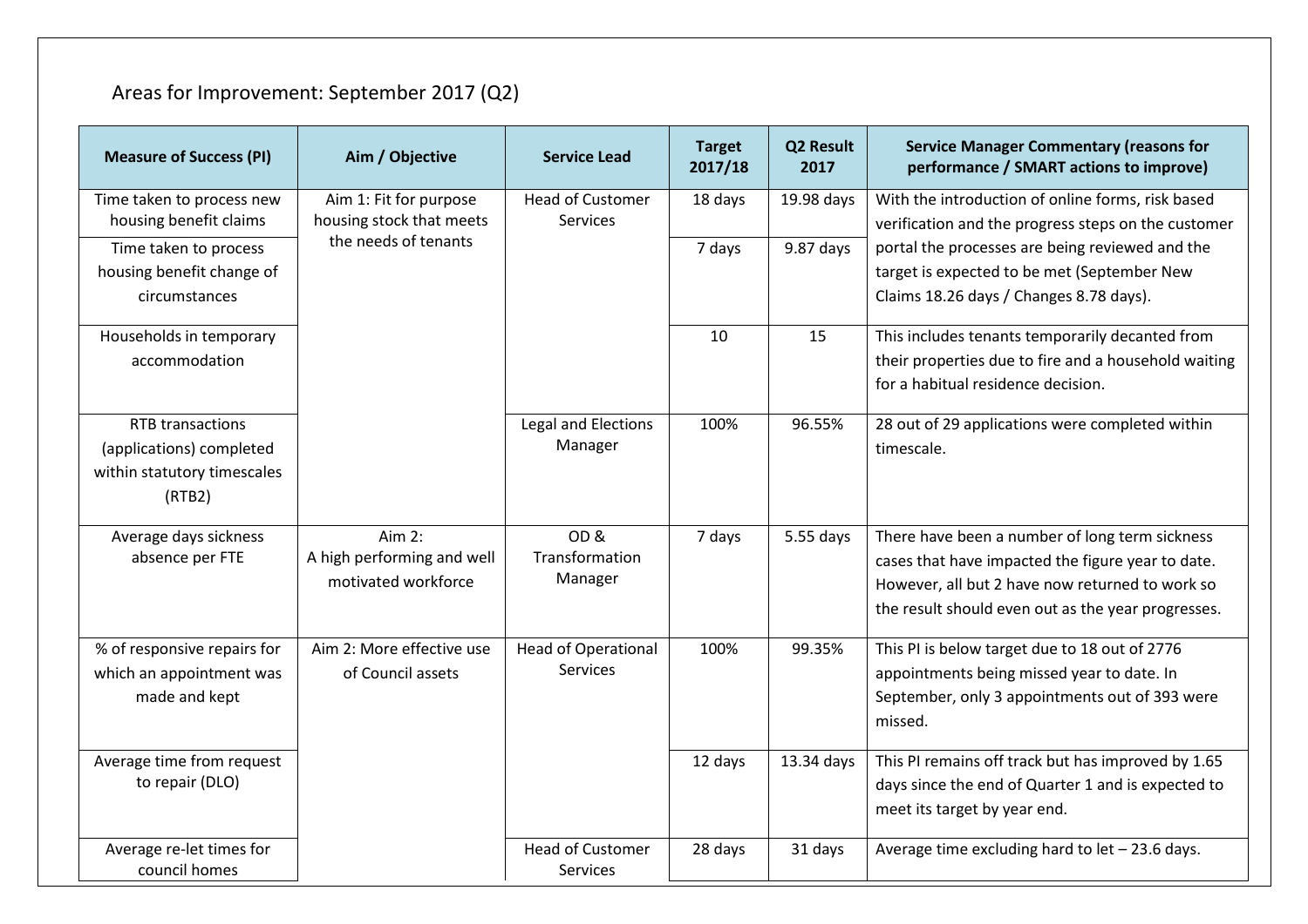## Areas for Improvement: September 2017 (Q2)

| Measure of Success (PI) | Aim / Objective | Service Lead | Target 2017/18 | Q2 Result 2017 | Service Manager Commentary (reasons for performance / SMART actions to improve) |
|---|---|---|---|---|---|
| Time taken to process new housing benefit claims | Aim 1: Fit for purpose housing stock that meets the needs of tenants | Head of Customer Services | 18 days | 19.98 days | With the introduction of online forms, risk based verification and the progress steps on the customer portal the processes are being reviewed and the target is expected to be met (September New Claims 18.26 days / Changes 8.78 days). |
| Time taken to process housing benefit change of circumstances | | | 7 days | 9.87 days | |
| Households in temporary accommodation | | | 10 | 15 | This includes tenants temporarily decanted from their properties due to fire and a household waiting for a habitual residence decision. |
| RTB transactions (applications) completed within statutory timescales (RTB2) | | Legal and Elections Manager | 100% | 96.55% | 28 out of 29 applications were completed within timescale. |
| Average days sickness absence per FTE | Aim 2: A high performing and well motivated workforce | OD & Transformation Manager | 7 days | 5.55 days | There have been a number of long term sickness cases that have impacted the figure year to date. However, all but 2 have now returned to work so the result should even out as the year progresses. |
| % of responsive repairs for which an appointment was made and kept | Aim 2: More effective use of Council assets | Head of Operational Services | 100% | 99.35% | This PI is below target due to 18 out of 2776 appointments being missed year to date. In September, only 3 appointments out of 393 were missed. |
| Average time from request to repair (DLO) | | | 12 days | 13.34 days | This PI remains off track but has improved by 1.65 days since the end of Quarter 1 and is expected to meet its target by year end. |
| Average re-let times for council homes | | Head of Customer Services | 28 days | 31 days | Average time excluding hard to let – 23.6 days. |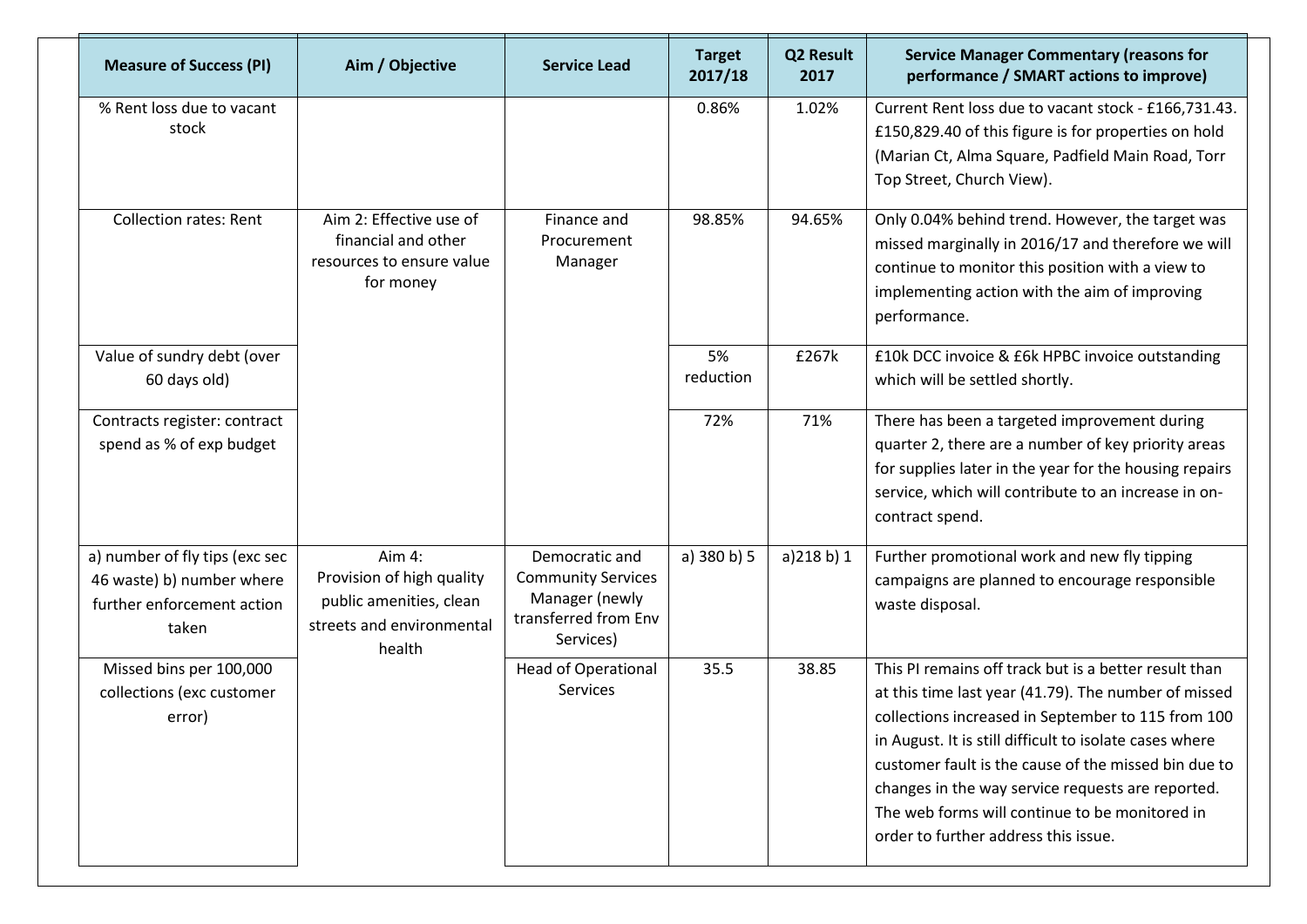| Measure of Success (PI) | Aim / Objective | Service Lead | Target 2017/18 | Q2 Result 2017 | Service Manager Commentary (reasons for performance / SMART actions to improve) |
|---|---|---|---|---|---|
| % Rent loss due to vacant stock | | | 0.86% | 1.02% | Current Rent loss due to vacant stock - £166,731.43. £150,829.40 of this figure is for properties on hold (Marian Ct, Alma Square, Padfield Main Road, Torr Top Street, Church View). |
| Collection rates: Rent | Aim 2: Effective use of financial and other resources to ensure value for money | Finance and Procurement Manager | 98.85% | 94.65% | Only 0.04% behind trend. However, the target was missed marginally in 2016/17 and therefore we will continue to monitor this position with a view to implementing action with the aim of improving performance. |
| Value of sundry debt (over 60 days old) | | | 5% reduction | £267k | £10k DCC invoice & £6k HPBC invoice outstanding which will be settled shortly. |
| Contracts register: contract spend as % of exp budget | | | 72% | 71% | There has been a targeted improvement during quarter 2, there are a number of key priority areas for supplies later in the year for the housing repairs service, which will contribute to an increase in on-contract spend. |
| a) number of fly tips (exc sec 46 waste) b) number where further enforcement action taken | Aim 4: Provision of high quality public amenities, clean streets and environmental health | Democratic and Community Services Manager (newly transferred from Env Services) | a) 380 b) 5 | a)218 b) 1 | Further promotional work and new fly tipping campaigns are planned to encourage responsible waste disposal. |
| Missed bins per 100,000 collections (exc customer error) | | Head of Operational Services | 35.5 | 38.85 | This PI remains off track but is a better result than at this time last year (41.79). The number of missed collections increased in September to 115 from 100 in August. It is still difficult to isolate cases where customer fault is the cause of the missed bin due to changes in the way service requests are reported. The web forms will continue to be monitored in order to further address this issue. |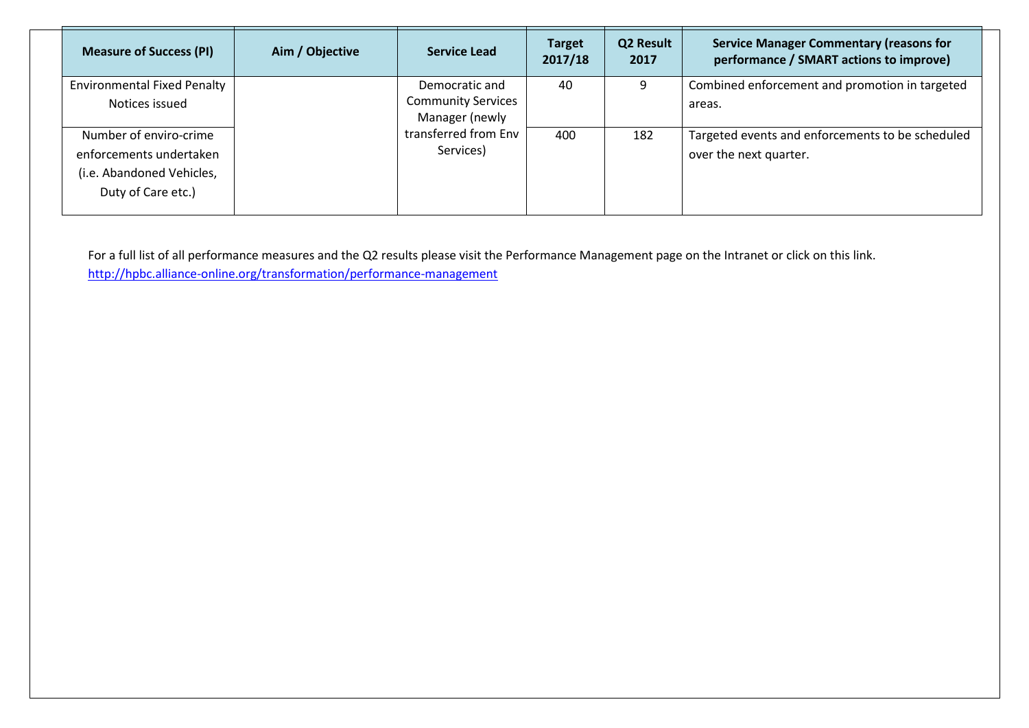| Measure of Success (PI) | Aim / Objective | Service Lead | Target 2017/18 | Q2 Result 2017 | Service Manager Commentary (reasons for performance / SMART actions to improve) |
|---|---|---|---|---|---|
| Environmental Fixed Penalty Notices issued | | Democratic and Community Services Manager (newly transferred from Env Services) | 40 | 9 | Combined enforcement and promotion in targeted areas. |
| Number of enviro-crime enforcements undertaken (i.e. Abandoned Vehicles, Duty of Care etc.) | | | 400 | 182 | Targeted events and enforcements to be scheduled over the next quarter. |

For a full list of all performance measures and the Q2 results please visit the Performance Management page on the Intranet or click on this link. http://hpbc.alliance-online.org/transformation/performance-management